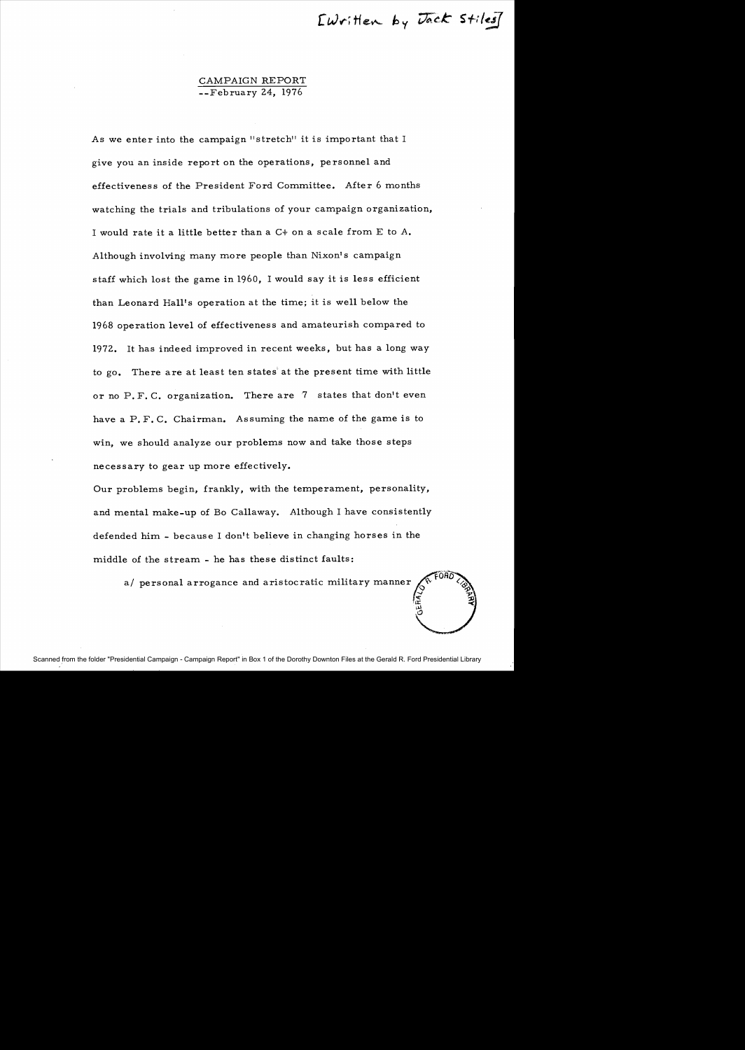[Written by Jack Stiles]

CAMPAIGN REPORT
--February 24, 1976

As we enter into the campaign "stretch" it is important that I give you an inside report on the operations, personnel and effectiveness of the President Ford Committee. After 6 months watching the trials and tribulations of your campaign organization, I would rate it a little better than a C+ on a scale from E to A. Although involving many more people than Nixon's campaign staff which lost the game in 1960, I would say it is less efficient than Leonard Hall's operation at the time; it is well below the 1968 operation level of effectiveness and amateurish compared to 1972. It has indeed improved in recent weeks, but has a long way to go. There are at least ten states at the present time with little or no P.F.C. organization. There are 7 states that don't even have a P.F.C. Chairman. Assuming the name of the game is to win, we should analyze our problems now and take those steps necessary to gear up more effectively.

Our problems begin, frankly, with the temperament, personality, and mental make-up of Bo Callaway. Although I have consistently defended him - because I don't believe in changing horses in the middle of the stream - he has these distinct faults:

a/ personal arrogance and aristocratic military manner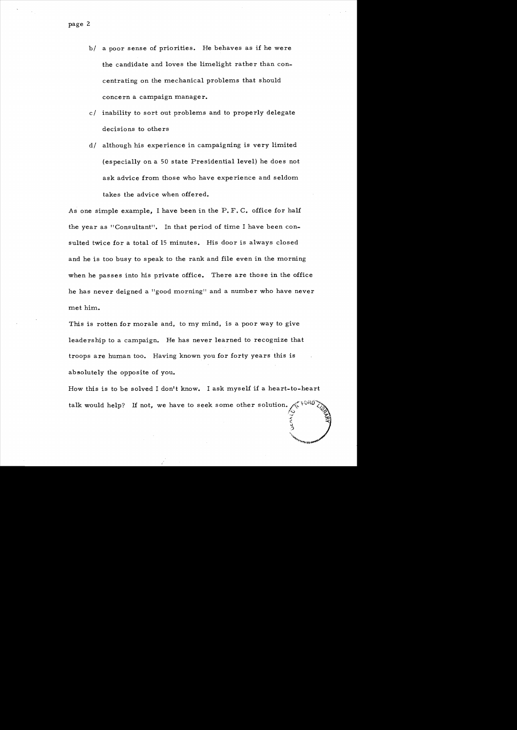b/ a poor sense of priorities. He behaves as if he were the candidate and loves the limelight rather than concentrating on the mechanical problems that should concern a campaign manager.

c/ inability to sort out problems and to properly delegate decisions to others

d/ although his experience in campaigning is very limited (especially on a 50 state Presidential level) he does not ask advice from those who have experience and seldom takes the advice when offered.

As one simple example, I have been in the P. F. C. office for half the year as "Consultant". In that period of time I have been consulted twice for a total of 15 minutes. His door is always closed and he is too busy to speak to the rank and file even in the morning when he passes into his private office. There are those in the office he has never deigned a "good morning" and a number who have never met him.

This is rotten for morale and, to my mind, is a poor way to give leadership to a campaign. He has never learned to recognize that troops are human too. Having known you for forty years this is absolutely the opposite of you.

How this is to be solved I don't know. I ask myself if a heart-to-heart talk would help? If not, we have to seek some other solution.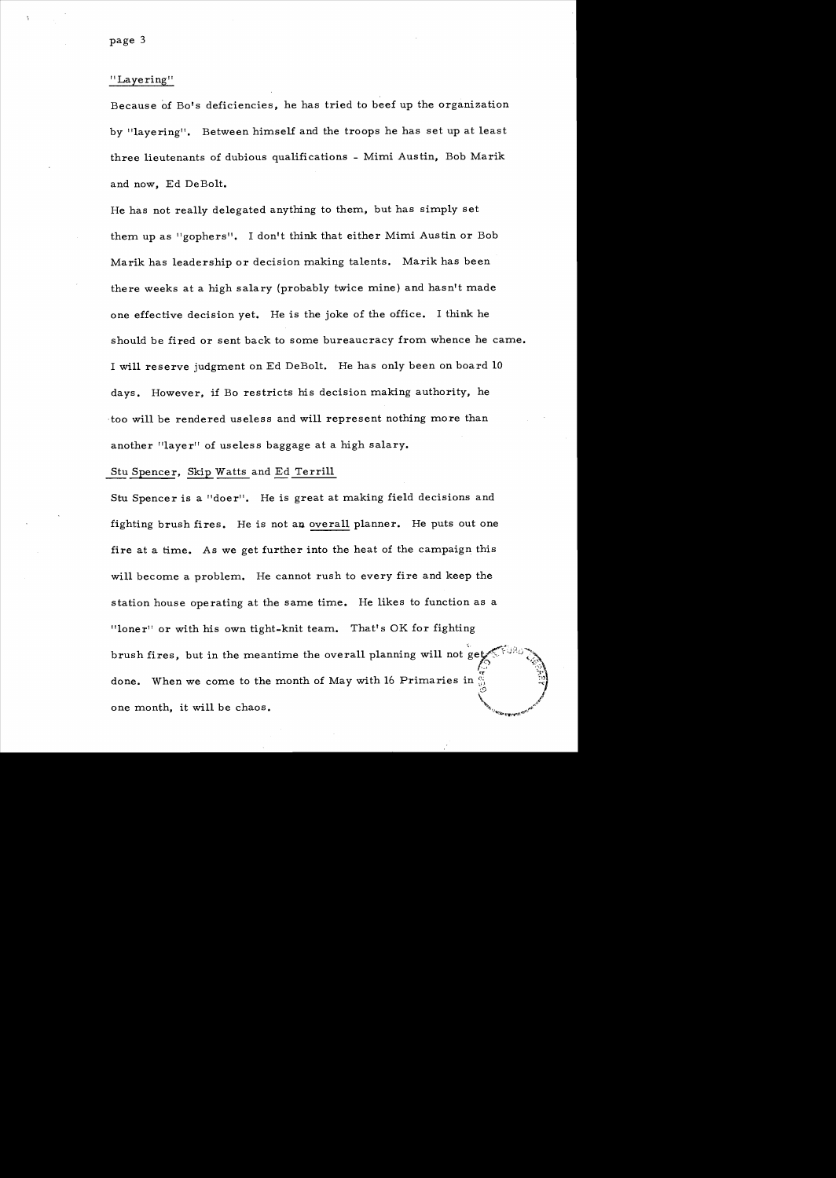"Layering"

Because of Bo's deficiencies, he has tried to beef up the organization by "layering". Between himself and the troops he has set up at least three lieutenants of dubious qualifications - Mimi Austin, Bob Marik and now, Ed DeBolt.

He has not really delegated anything to them, but has simply set them up as "gophers". I don't think that either Mimi Austin or Bob Marik has leadership or decision making talents. Marik has been there weeks at a high salary (probably twice mine) and hasn't made one effective decision yet. He is the joke of the office. I think he should be fired or sent back to some bureaucracy from whence he came. I will reserve judgment on Ed DeBolt. He has only been on board 10 days. However, if Bo restricts his decision making authority, he too will be rendered useless and will represent nothing more than another "layer" of useless baggage at a high salary.

<u>Stu Spencer</u>, <u>Skip Watts</u> and <u>Ed Terrill</u>

Stu Spencer is a "doer". He is great at making field decisions and fighting brush fires. He is not an <u>overall</u> planner. He puts out one fire at a time. As we get further into the heat of the campaign this will become a problem. He cannot rush to every fire and keep the station house operating at the same time. He likes to function as a "loner" or with his own tight-knit team. That's OK for fighting brush fires, but in the meantime the overall planning will not get done. When we come to the month of May with 16 Primaries in one month, it will be chaos.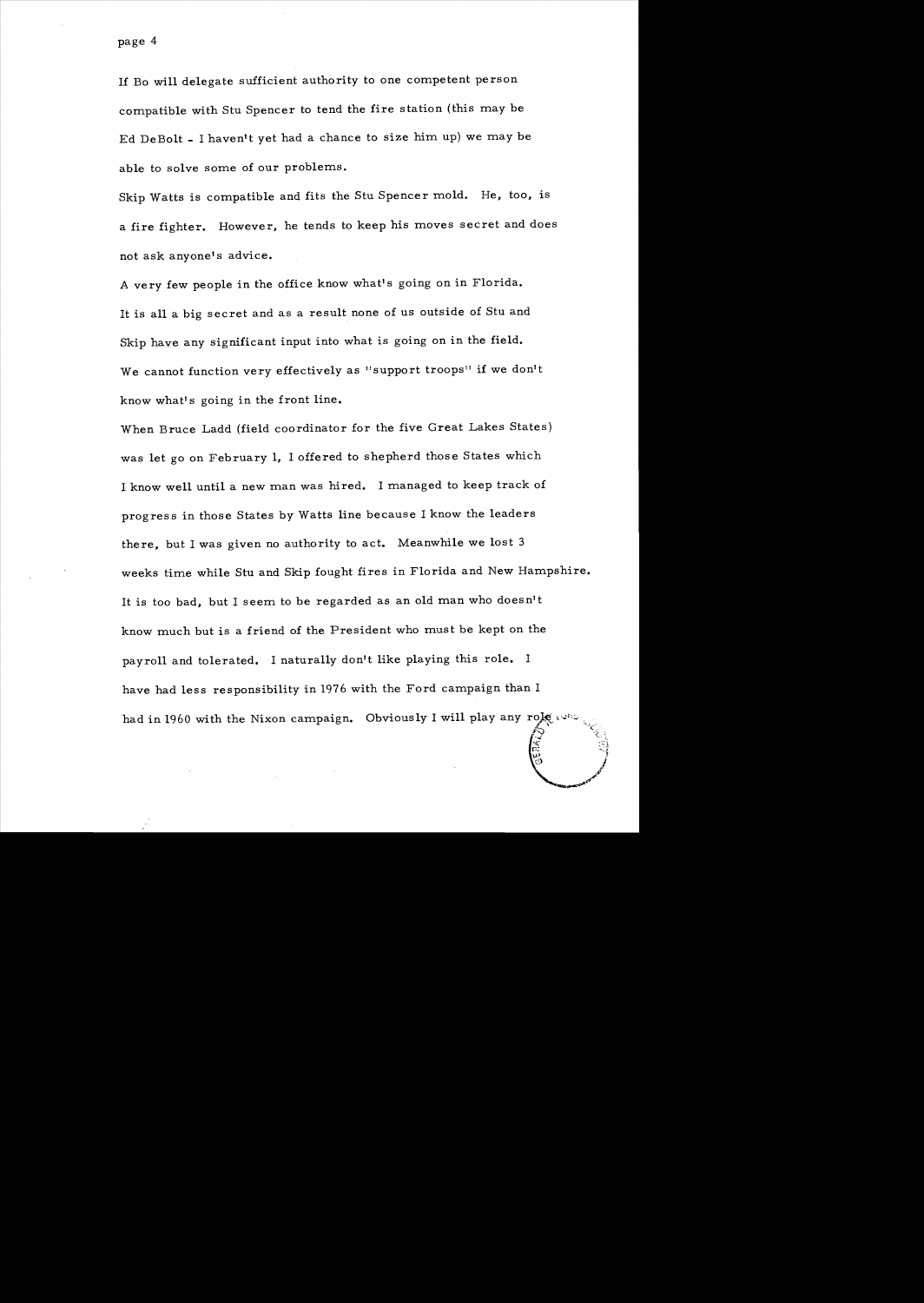If Bo will delegate sufficient authority to one competent person compatible with Stu Spencer to tend the fire station (this may be Ed DeBolt - I haven't yet had a chance to size him up) we may be able to solve some of our problems.

Skip Watts is compatible and fits the Stu Spencer mold. He, too, is a fire fighter. However, he tends to keep his moves secret and does not ask anyone's advice.

A very few people in the office know what's going on in Florida. It is all a big secret and as a result none of us outside of Stu and Skip have any significant input into what is going on in the field. We cannot function very effectively as "support troops" if we don't know what's going in the front line.

When Bruce Ladd (field coordinator for the five Great Lakes States) was let go on February 1, I offered to shepherd those States which I know well until a new man was hired. I managed to keep track of progress in those States by Watts line because I know the leaders there, but I was given no authority to act. Meanwhile we lost 3 weeks time while Stu and Skip fought fires in Florida and New Hampshire. It is too bad, but I seem to be regarded as an old man who doesn't know much but is a friend of the President who must be kept on the payroll and tolerated. I naturally don't like playing this role. I have had less responsibility in 1976 with the Ford campaign than I had in 1960 with the Nixon campaign. Obviously I will play any role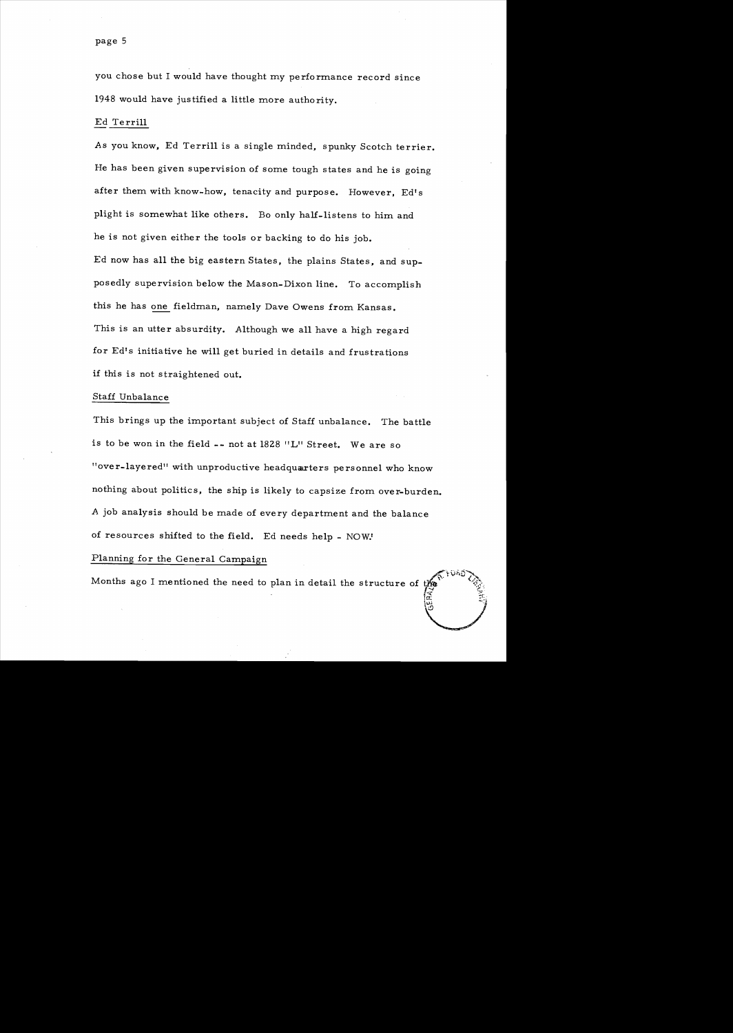you chose but I would have thought my performance record since 1948 would have justified a little more authority.

Ed Terrill

As you know, Ed Terrill is a single minded, spunky Scotch terrier. He has been given supervision of some tough states and he is going after them with know-how, tenacity and purpose. However, Ed's plight is somewhat like others. Bo only half-listens to him and he is not given either the tools or backing to do his job.

Ed now has all the big eastern States, the plains States, and supposedly supervision below the Mason-Dixon line. To accomplish this he has one fieldman, namely Dave Owens from Kansas. This is an utter absurdity. Although we all have a high regard for Ed's initiative he will get buried in details and frustrations if this is not straightened out.

Staff Unbalance

This brings up the important subject of Staff unbalance. The battle is to be won in the field -- not at 1828 "L" Street. We are so "over-layered" with unproductive headquarters personnel who know nothing about politics, the ship is likely to capsize from over-burden. A job analysis should be made of every department and the balance of resources shifted to the field. Ed needs help - NOW!

Planning for the General Campaign

Months ago I mentioned the need to plan in detail the structure of the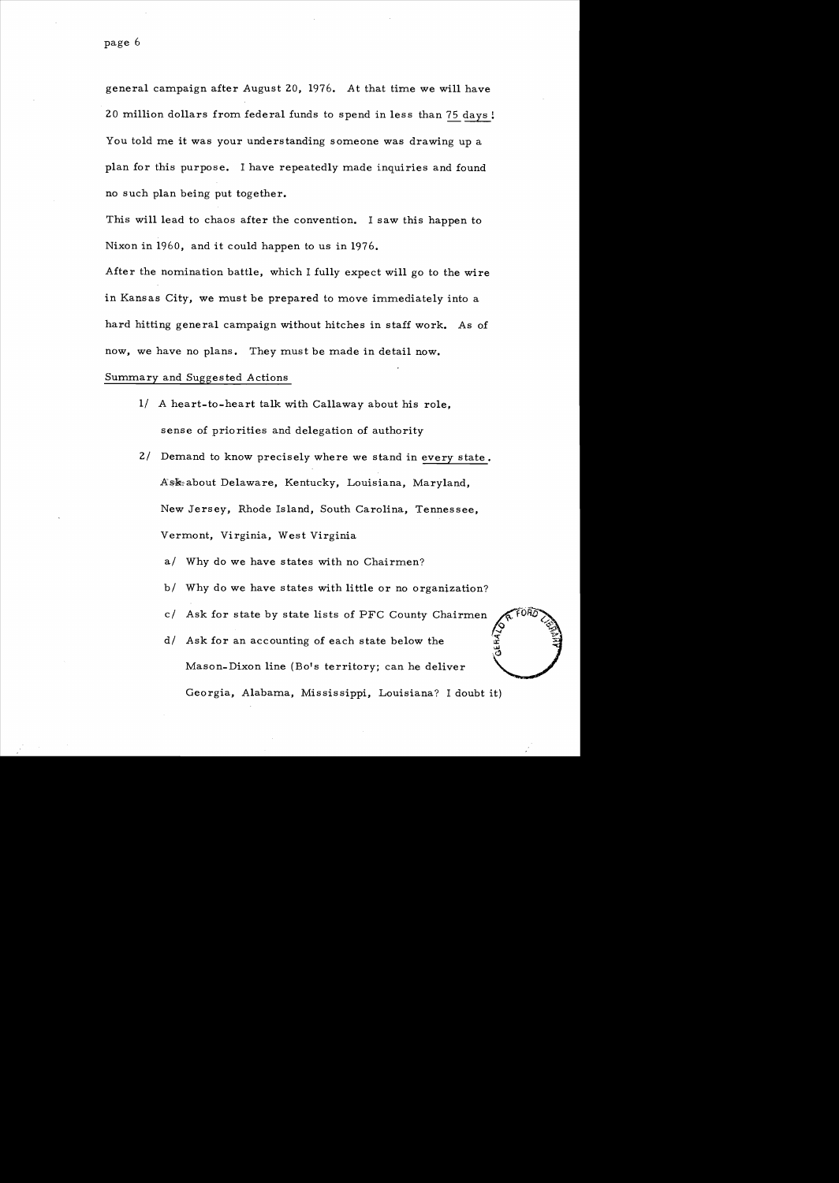general campaign after August 20, 1976. At that time we will have 20 million dollars from federal funds to spend in less than <u>75 days</u>! You told me it was your understanding someone was drawing up a plan for this purpose. I have repeatedly made inquiries and found no such plan being put together.

This will lead to chaos after the convention. I saw this happen to Nixon in 1960, and it could happen to us in 1976.

After the nomination battle, which I fully expect will go to the wire in Kansas City, we must be prepared to move immediately into a hard hitting general campaign without hitches in staff work. As of now, we have no plans. They must be made in detail now.

<u>Summary and Suggested Actions</u>

1/ A heart-to-heart talk with Callaway about his role, sense of priorities and delegation of authority

2/ Demand to know precisely where we stand in <u>every state</u>. Ask about Delaware, Kentucky, Louisiana, Maryland, New Jersey, Rhode Island, South Carolina, Tennessee, Vermont, Virginia, West Virginia

- a/ Why do we have states with no Chairmen?
- b/ Why do we have states with little or no organization?
- c/ Ask for state by state lists of PFC County Chairmen
- d/ Ask for an accounting of each state below the Mason-Dixon line (Bo's territory; can he deliver Georgia, Alabama, Mississippi, Louisiana? I doubt it)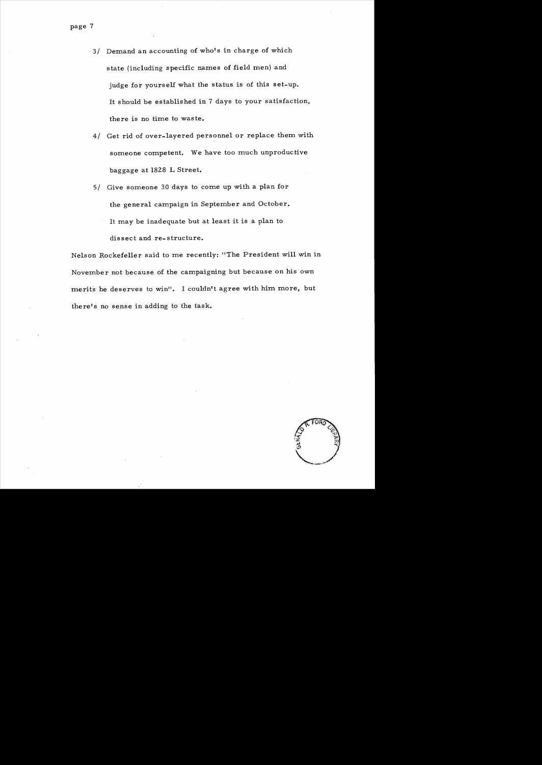3/ Demand an accounting of who's in charge of which state (including specific names of field men) and judge for yourself what the status is of this set-up. It should be established in 7 days to your satisfaction, there is no time to waste.

4/ Get rid of over-layered personnel or replace them with someone competent. We have too much unproductive baggage at 1828 L Street.

5/ Give someone 30 days to come up with a plan for the general campaign in September and October. It may be inadequate but at least it is a plan to dissect and re-structure.

Nelson Rockefeller said to me recently: "The President will win in November not because of the campaigning but because on his own merits he deserves to win". I couldn't agree with him more, but there's no sense in adding to the task.